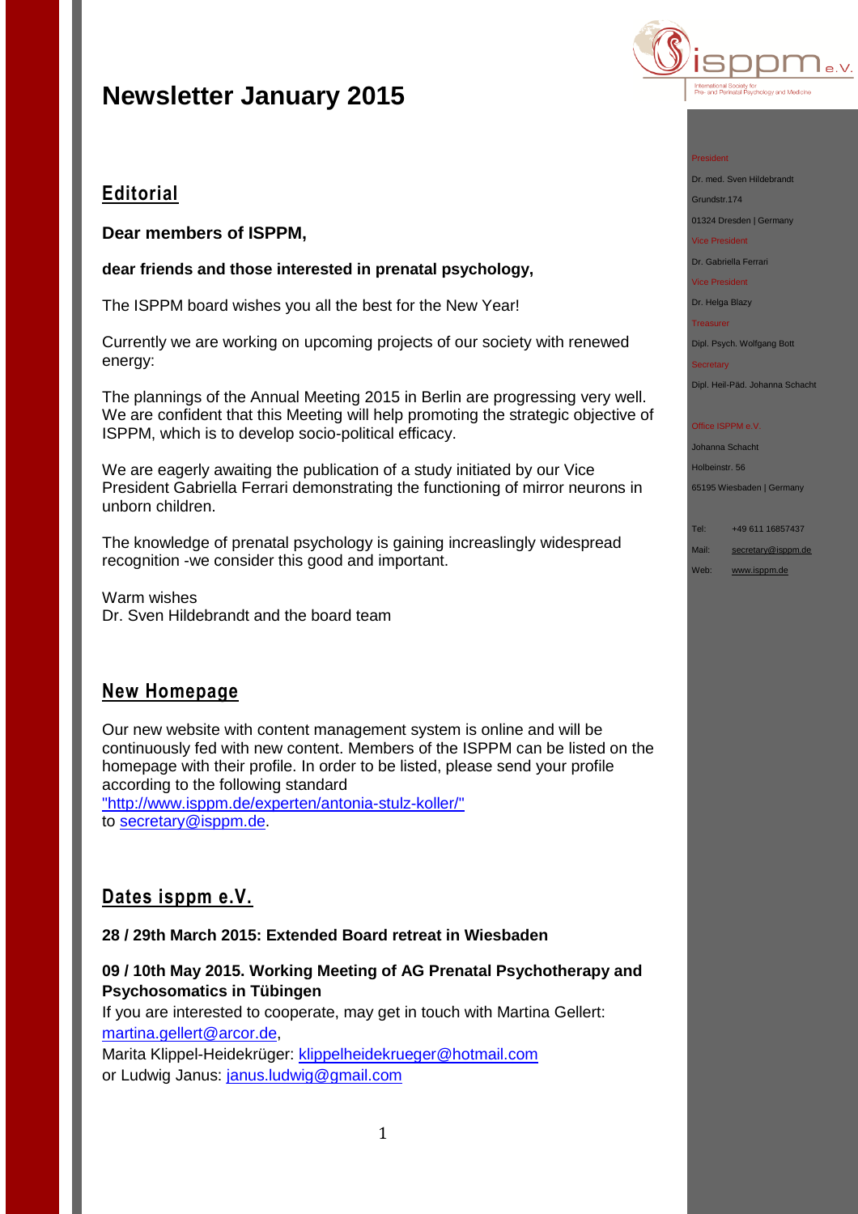# Newsletter January 2015

President

Dr. med. Sven Hildebrandt

Grundstr.174

01324 Dresden | Germany

Vice President

Dr. Gabriella Ferrari

Vice President

Dr. Helga Blazy

Treasurer

Dipl. Psych. Wolfgang Bott

Secretary

Dipl. Heil-Päd. Johanna Schacht

Office ISPPM e.V.

Johanna Schacht

Holbeinstr. 56

65195 Wiesbaden | Germany

Tel: +49 611 16857437

Mail: secretary@isppm.de

Web: www.isppm.de

## Editorial

**Dear members of ISPPM,**

**dear friends and those interested in prenatal psychology,**

The ISPPM board wishes you all the best for the New Year!

Currently we are working on upcoming projects of our society with renewed energy:

The plannings of the Annual Meeting 2015 in Berlin are progressing very well. We are confident that this Meeting will help promoting the strategic objective of ISPPM, which is to develop socio-political efficacy.

We are eagerly awaiting the publication of a study initiated by our Vice President Gabriella Ferrari demonstrating the functioning of mirror neurons in unborn children.

The knowledge of prenatal psychology is gaining increaslingly widespread recognition -we consider this good and important.

Warm wishes
Dr. Sven Hildebrandt and the board team

## New Homepage

Our new website with content management system is online and will be continuously fed with new content. Members of the ISPPM can be listed on the homepage with their profile. In order to be listed, please send your profile according to the following standard "http://www.isppm.de/experten/antonia-stulz-koller/"
to secretary@isppm.de.

## Dates isppm e.V.

**28 / 29th March 2015: Extended Board retreat in Wiesbaden**

**09 / 10th May 2015. Working Meeting of AG Prenatal Psychotherapy and Psychosomatics in Tübingen**
If you are interested to cooperate, may get in touch with Martina Gellert: martina.gellert@arcor.de,
Marita Klippel-Heidekrüger: klippelheidekrueger@hotmail.com
or Ludwig Janus: janus.ludwig@gmail.com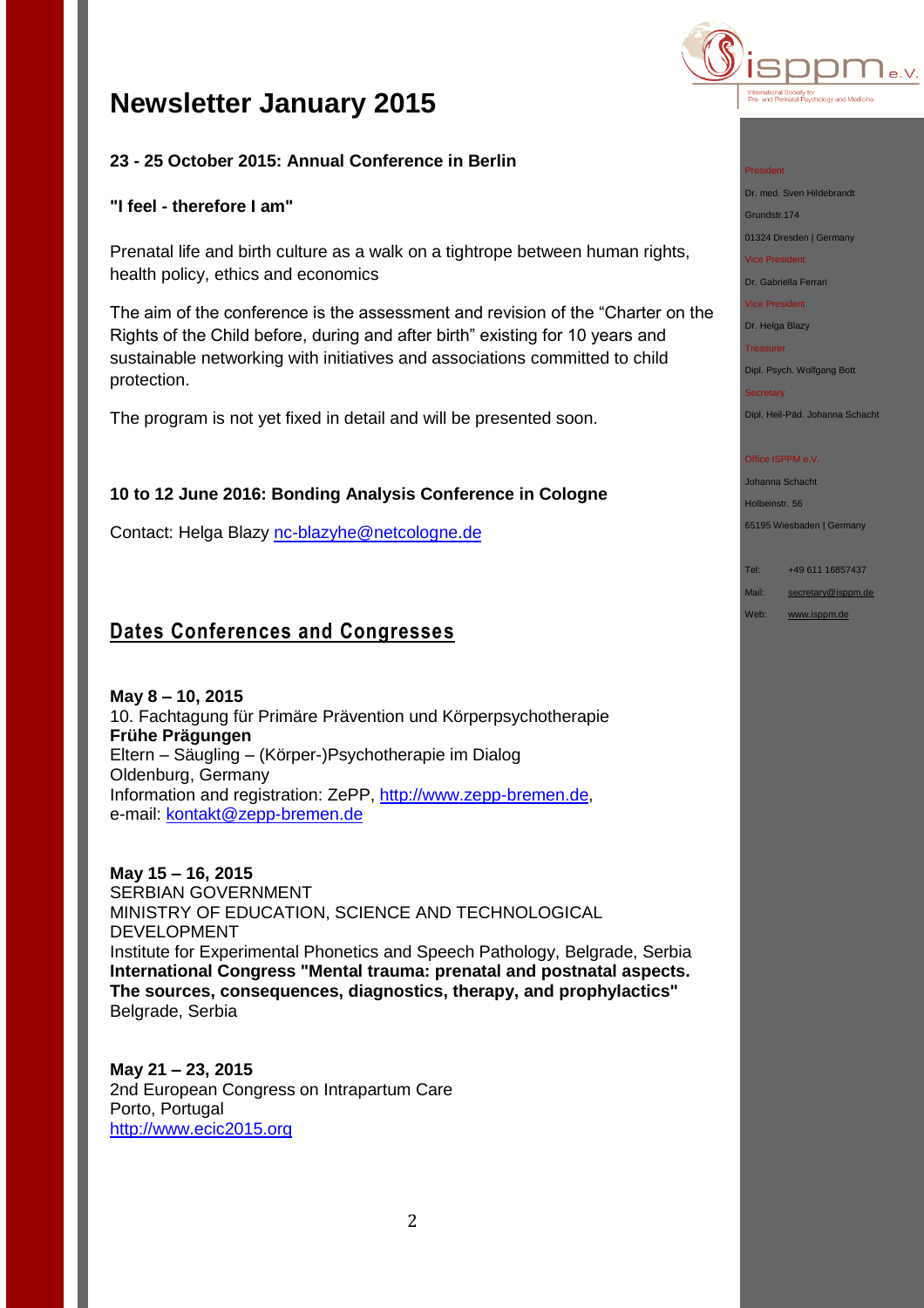# Newsletter January 2015

**23 - 25 October 2015: Annual Conference in Berlin**

**"I feel - therefore I am"**

Prenatal life and birth culture as a walk on a tightrope between human rights, health policy, ethics and economics

The aim of the conference is the assessment and revision of the "Charter on the Rights of the Child before, during and after birth" existing for 10 years and sustainable networking with initiatives and associations committed to child protection.

The program is not yet fixed in detail and will be presented soon.

**10 to 12 June 2016: Bonding Analysis Conference in Cologne**

Contact: Helga Blazy nc-blazyhe@netcologne.de

## Dates Conferences and Congresses

**May 8 – 10, 2015**
10. Fachtagung für Primäre Prävention und Körperpsychotherapie
**Frühe Prägungen**
Eltern – Säugling – (Körper-)Psychotherapie im Dialog
Oldenburg, Germany
Information and registration: ZePP, http://www.zepp-bremen.de,
e-mail: kontakt@zepp-bremen.de

**May 15 – 16, 2015**
SERBIAN GOVERNMENT
MINISTRY OF EDUCATION, SCIENCE AND TECHNOLOGICAL DEVELOPMENT
Institute for Experimental Phonetics and Speech Pathology, Belgrade, Serbia
**International Congress "Mental trauma: prenatal and postnatal aspects. The sources, consequences, diagnostics, therapy, and prophylactics"**
Belgrade, Serbia

**May 21 – 23, 2015**
2nd European Congress on Intrapartum Care
Porto, Portugal
http://www.ecic2015.org

President
Dr. med. Sven Hildebrandt
Grundstr.174
01324 Dresden | Germany

Vice President
Dr. Gabriella Ferrari

Vice President
Dr. Helga Blazy

Treasurer
Dipl. Psych. Wolfgang Bott

Secretary
Dipl. Heil-Päd. Johanna Schacht

Office ISPPM e.V.
Johanna Schacht
Holbeinstr. 56
65195 Wiesbaden | Germany

Tel: +49 611 16857437
Mail: secretary@isppm.de
Web: www.isppm.de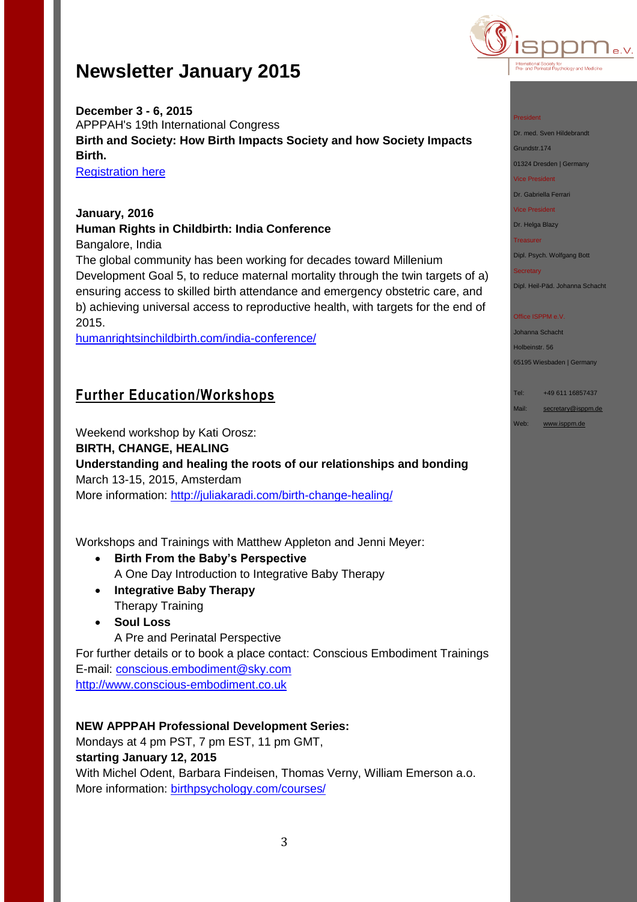# Newsletter January 2015

**December 3 - 6, 2015**
APPPAH's 19th International Congress
**Birth and Society: How Birth Impacts Society and how Society Impacts Birth.**
Registration here

**January, 2016**
**Human Rights in Childbirth: India Conference**
Bangalore, India
The global community has been working for decades toward Millenium Development Goal 5, to reduce maternal mortality through the twin targets of a) ensuring access to skilled birth attendance and emergency obstetric care, and b) achieving universal access to reproductive health, with targets for the end of 2015.
humanrightsinchildbirth.com/india-conference/

## Further Education/Workshops

Weekend workshop by Kati Orosz:
**BIRTH, CHANGE, HEALING**
**Understanding and healing the roots of our relationships and bonding**
March 13-15, 2015, Amsterdam
More information: http://juliakaradi.com/birth-change-healing/

Workshops and Trainings with Matthew Appleton and Jenni Meyer:

- **Birth From the Baby's Perspective**
  A One Day Introduction to Integrative Baby Therapy
- **Integrative Baby Therapy**
  Therapy Training
- **Soul Loss**
  A Pre and Perinatal Perspective

For further details or to book a place contact: Conscious Embodiment Trainings
E-mail: conscious.embodiment@sky.com
http://www.conscious-embodiment.co.uk

**NEW APPPAH Professional Development Series:**
Mondays at 4 pm PST, 7 pm EST, 11 pm GMT,
**starting January 12, 2015**
With Michel Odent, Barbara Findeisen, Thomas Verny, William Emerson a.o.
More information: birthpsychology.com/courses/

President
Dr. med. Sven Hildebrandt
Grundstr.174
01324 Dresden | Germany
Vice President
Dr. Gabriella Ferrari
Vice President
Dr. Helga Blazy
Treasurer
Dipl. Psych. Wolfgang Bott
Secretary
Dipl. Heil-Päd. Johanna Schacht

Office ISPPM e.V.
Johanna Schacht
Holbeinstr. 56
65195 Wiesbaden | Germany

Tel: +49 611 16857437
Mail: secretary@isppm.de
Web: www.isppm.de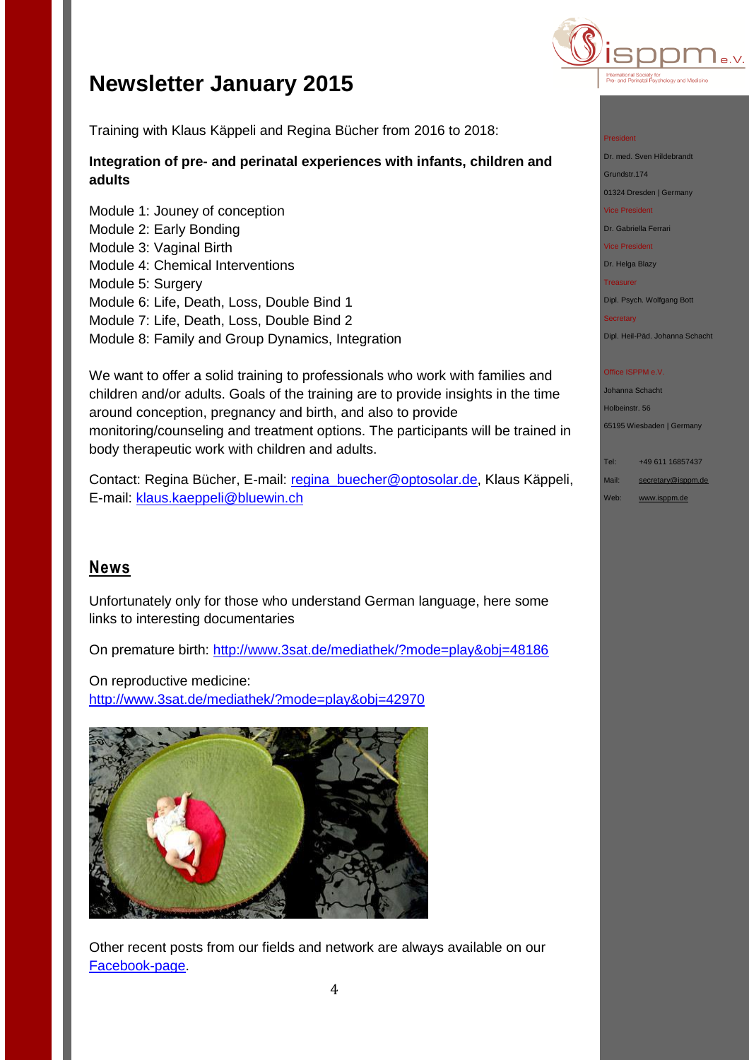# Newsletter January 2015

Training with Klaus Käppeli and Regina Bücher from 2016 to 2018:

**Integration of pre- and perinatal experiences with infants, children and adults**

Module 1: Jouney of conception
Module 2: Early Bonding
Module 3: Vaginal Birth
Module 4: Chemical Interventions
Module 5: Surgery
Module 6: Life, Death, Loss, Double Bind 1
Module 7: Life, Death, Loss, Double Bind 2
Module 8: Family and Group Dynamics, Integration

We want to offer a solid training to professionals who work with families and children and/or adults. Goals of the training are to provide insights in the time around conception, pregnancy and birth, and also to provide monitoring/counseling and treatment options. The participants will be trained in body therapeutic work with children and adults.

Contact: Regina Bücher, E-mail: regina_buecher@optosolar.de, Klaus Käppeli, E-mail: klaus.kaeppeli@bluewin.ch

## News

Unfortunately only for those who understand German language, here some links to interesting documentaries

On premature birth: http://www.3sat.de/mediathek/?mode=play&obj=48186

On reproductive medicine: http://www.3sat.de/mediathek/?mode=play&obj=42970

Other recent posts from our fields and network are always available on our Facebook-page.

President
Dr. med. Sven Hildebrandt
Grundstr.174
01324 Dresden | Germany

Vice President
Dr. Gabriella Ferrari

Vice President
Dr. Helga Blazy

Treasurer
Dipl. Psych. Wolfgang Bott

Secretary
Dipl. Heil-Päd. Johanna Schacht

Office ISPPM e.V.
Johanna Schacht
Holbeinstr. 56
65195 Wiesbaden | Germany

Tel: +49 611 16857437
Mail: secretary@isppm.de
Web: www.isppm.de